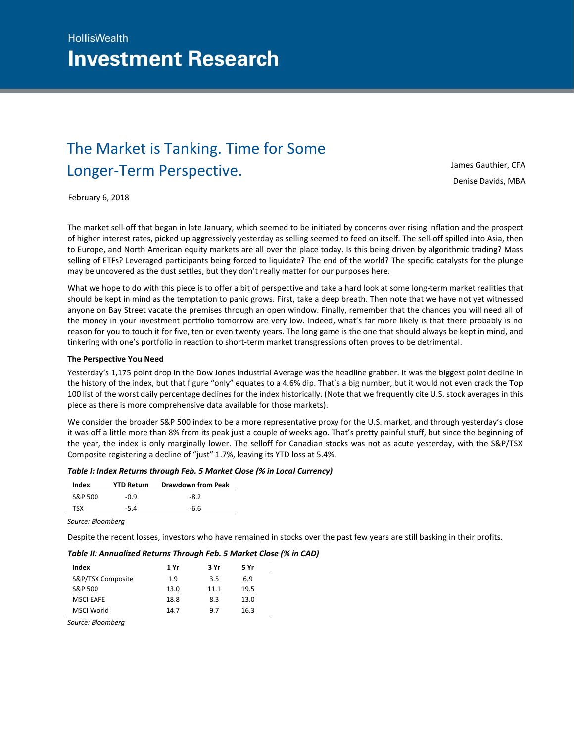HollisWealth

# Investment Research

## The Market is Tanking. Time for Some Longer-Term Perspective.

James Gauthier, CFA

Denise Davids, MBA

February 6, 2018

The market sell-off that began in late January, which seemed to be initiated by concerns over rising inflation and the prospect of higher interest rates, picked up aggressively yesterday as selling seemed to feed on itself. The sell-off spilled into Asia, then to Europe, and North American equity markets are all over the place today. Is this being driven by algorithmic trading? Mass selling of ETFs? Leveraged participants being forced to liquidate? The end of the world? The specific catalysts for the plunge may be uncovered as the dust settles, but they don't really matter for our purposes here.

What we hope to do with this piece is to offer a bit of perspective and take a hard look at some long-term market realities that should be kept in mind as the temptation to panic grows. First, take a deep breath. Then note that we have not yet witnessed anyone on Bay Street vacate the premises through an open window. Finally, remember that the chances you will need all of the money in your investment portfolio tomorrow are very low. Indeed, what's far more likely is that there probably is no reason for you to touch it for five, ten or even twenty years. The long game is the one that should always be kept in mind, and tinkering with one's portfolio in reaction to short-term market transgressions often proves to be detrimental.

**The Perspective You Need**

Yesterday's 1,175 point drop in the Dow Jones Industrial Average was the headline grabber. It was the biggest point decline in the history of the index, but that figure "only" equates to a 4.6% dip. That's a big number, but it would not even crack the Top 100 list of the worst daily percentage declines for the index historically. (Note that we frequently cite U.S. stock averages in this piece as there is more comprehensive data available for those markets).

We consider the broader S&P 500 index to be a more representative proxy for the U.S. market, and through yesterday's close it was off a little more than 8% from its peak just a couple of weeks ago. That's pretty painful stuff, but since the beginning of the year, the index is only marginally lower. The selloff for Canadian stocks was not as acute yesterday, with the S&P/TSX Composite registering a decline of "just" 1.7%, leaving its YTD loss at 5.4%.

***Table I: Index Returns through Feb. 5 Market Close (% in Local Currency)***

| Index | YTD Return | Drawdown from Peak |
|---|---|---|
| S&P 500 | -0.9 | -8.2 |
| TSX | -5.4 | -6.6 |

*Source: Bloomberg*

Despite the recent losses, investors who have remained in stocks over the past few years are still basking in their profits.

***Table II: Annualized Returns Through Feb. 5 Market Close (% in CAD)***

| Index | 1 Yr | 3 Yr | 5 Yr |
|---|---|---|---|
| S&P/TSX Composite | 1.9 | 3.5 | 6.9 |
| S&P 500 | 13.0 | 11.1 | 19.5 |
| MSCI EAFE | 18.8 | 8.3 | 13.0 |
| MSCI World | 14.7 | 9.7 | 16.3 |

*Source: Bloomberg*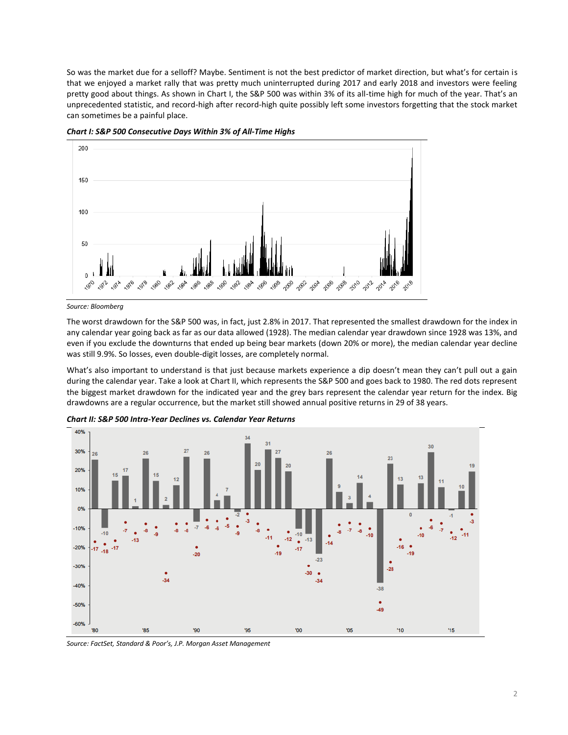So was the market due for a selloff? Maybe. Sentiment is not the best predictor of market direction, but what's for certain is that we enjoyed a market rally that was pretty much uninterrupted during 2017 and early 2018 and investors were feeling pretty good about things. As shown in Chart I, the S&P 500 was within 3% of its all-time high for much of the year. That's an unprecedented statistic, and record-high after record-high quite possibly left some investors forgetting that the stock market can sometimes be a painful place.

***Chart I: S&P 500 Consecutive Days Within 3% of All-Time Highs***

*Source: Bloomberg*

The worst drawdown for the S&P 500 was, in fact, just 2.8% in 2017. That represented the smallest drawdown for the index in any calendar year going back as far as our data allowed (1928). The median calendar year drawdown since 1928 was 13%, and even if you exclude the downturns that ended up being bear markets (down 20% or more), the median calendar year decline was still 9.9%. So losses, even double-digit losses, are completely normal.

What's also important to understand is that just because markets experience a dip doesn't mean they can't pull out a gain during the calendar year. Take a look at Chart II, which represents the S&P 500 and goes back to 1980. The red dots represent the biggest market drawdown for the indicated year and the grey bars represent the calendar year return for the index. Big drawdowns are a regular occurrence, but the market still showed annual positive returns in 29 of 38 years.

***Chart II: S&P 500 Intra-Year Declines vs. Calendar Year Returns***

*Source: FactSet, Standard & Poor's, J.P. Morgan Asset Management*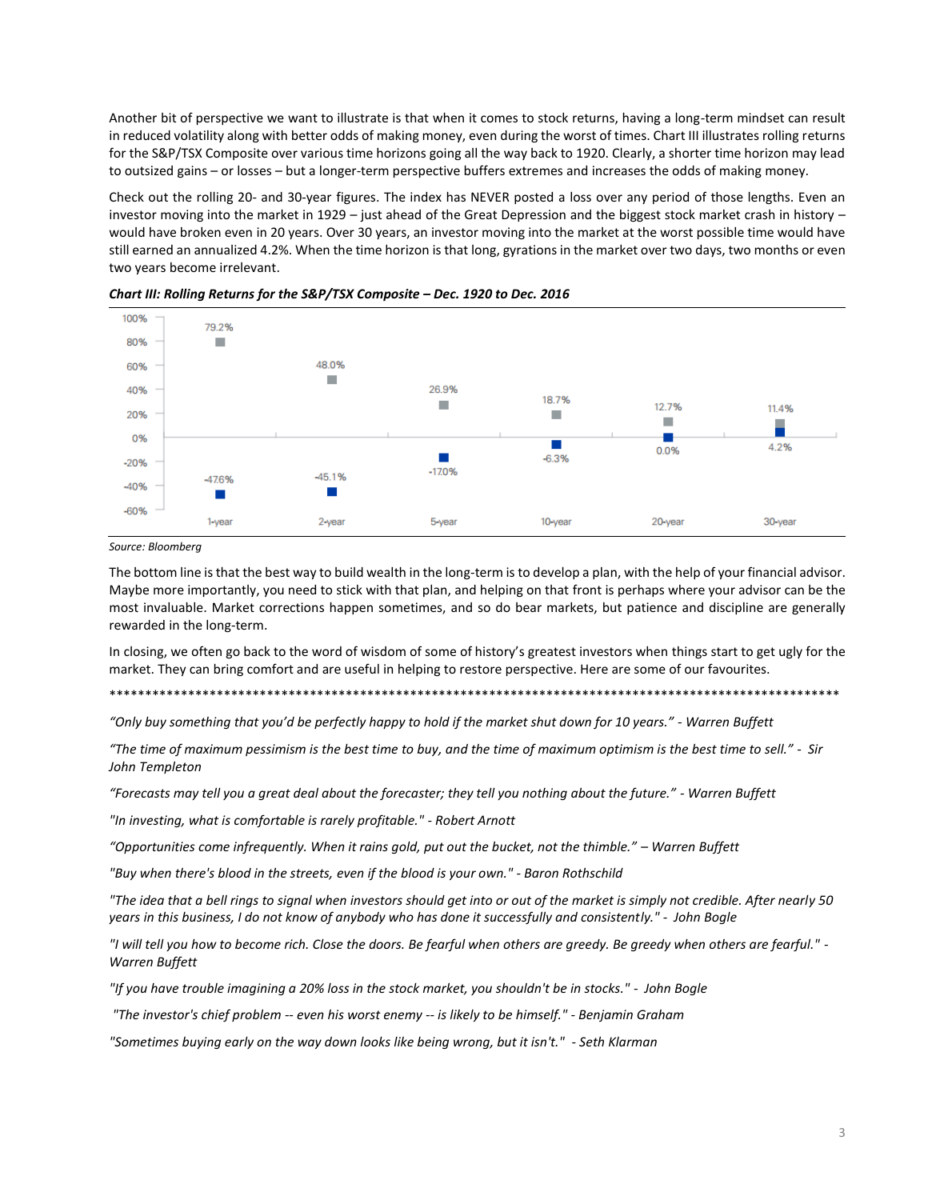Another bit of perspective we want to illustrate is that when it comes to stock returns, having a long-term mindset can result in reduced volatility along with better odds of making money, even during the worst of times. Chart III illustrates rolling returns for the S&P/TSX Composite over various time horizons going all the way back to 1920. Clearly, a shorter time horizon may lead to outsized gains – or losses – but a longer-term perspective buffers extremes and increases the odds of making money.

Check out the rolling 20- and 30-year figures. The index has NEVER posted a loss over any period of those lengths. Even an investor moving into the market in 1929 – just ahead of the Great Depression and the biggest stock market crash in history – would have broken even in 20 years. Over 30 years, an investor moving into the market at the worst possible time would have still earned an annualized 4.2%. When the time horizon is that long, gyrations in the market over two days, two months or even two years become irrelevant.

***Chart III: Rolling Returns for the S&P/TSX Composite – Dec. 1920 to Dec. 2016***

| | 1-year | 2-year | 5-year | 10-year | 20-year | 30-year |
|---|---|---|---|---|---|---|
| High | 79.2% | 48.0% | 26.9% | 18.7% | 12.7% | 11.4% |
| Low | -47.6% | -45.1% | -17.0% | -6.3% | 0.0% | 4.2% |

*Source: Bloomberg*

The bottom line is that the best way to build wealth in the long-term is to develop a plan, with the help of your financial advisor. Maybe more importantly, you need to stick with that plan, and helping on that front is perhaps where your advisor can be the most invaluable. Market corrections happen sometimes, and so do bear markets, but patience and discipline are generally rewarded in the long-term.

In closing, we often go back to the word of wisdom of some of history's greatest investors when things start to get ugly for the market. They can bring comfort and are useful in helping to restore perspective. Here are some of our favourites.

******************************************************************************************************

*"Only buy something that you'd be perfectly happy to hold if the market shut down for 10 years." - Warren Buffett*

*"The time of maximum pessimism is the best time to buy, and the time of maximum optimism is the best time to sell." - Sir John Templeton*

*"Forecasts may tell you a great deal about the forecaster; they tell you nothing about the future." - Warren Buffett*

*"In investing, what is comfortable is rarely profitable." - Robert Arnott*

*"Opportunities come infrequently. When it rains gold, put out the bucket, not the thimble." – Warren Buffett*

*"Buy when there's blood in the streets, even if the blood is your own." - Baron Rothschild*

*"The idea that a bell rings to signal when investors should get into or out of the market is simply not credible. After nearly 50 years in this business, I do not know of anybody who has done it successfully and consistently." - John Bogle*

*"I will tell you how to become rich. Close the doors. Be fearful when others are greedy. Be greedy when others are fearful." - Warren Buffett*

*"If you have trouble imagining a 20% loss in the stock market, you shouldn't be in stocks." - John Bogle*

*"The investor's chief problem -- even his worst enemy -- is likely to be himself." - Benjamin Graham*

*"Sometimes buying early on the way down looks like being wrong, but it isn't." - Seth Klarman*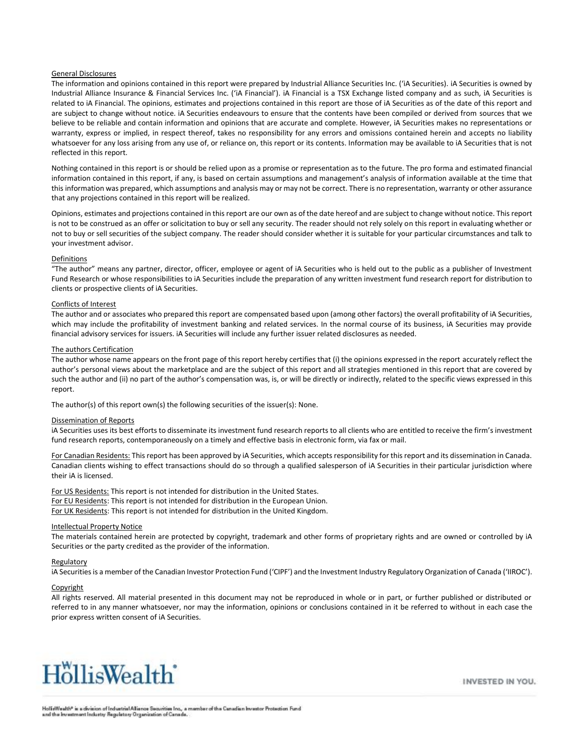## General Disclosures

The information and opinions contained in this report were prepared by Industrial Alliance Securities Inc. ('iA Securities). iA Securities is owned by Industrial Alliance Insurance & Financial Services Inc. ('iA Financial'). iA Financial is a TSX Exchange listed company and as such, iA Securities is related to iA Financial. The opinions, estimates and projections contained in this report are those of iA Securities as of the date of this report and are subject to change without notice. iA Securities endeavours to ensure that the contents have been compiled or derived from sources that we believe to be reliable and contain information and opinions that are accurate and complete. However, iA Securities makes no representations or warranty, express or implied, in respect thereof, takes no responsibility for any errors and omissions contained herein and accepts no liability whatsoever for any loss arising from any use of, or reliance on, this report or its contents. Information may be available to iA Securities that is not reflected in this report.

Nothing contained in this report is or should be relied upon as a promise or representation as to the future. The pro forma and estimated financial information contained in this report, if any, is based on certain assumptions and management's analysis of information available at the time that this information was prepared, which assumptions and analysis may or may not be correct. There is no representation, warranty or other assurance that any projections contained in this report will be realized.

Opinions, estimates and projections contained in this report are our own as of the date hereof and are subject to change without notice. This report is not to be construed as an offer or solicitation to buy or sell any security. The reader should not rely solely on this report in evaluating whether or not to buy or sell securities of the subject company. The reader should consider whether it is suitable for your particular circumstances and talk to your investment advisor.

## Definitions

"The author" means any partner, director, officer, employee or agent of iA Securities who is held out to the public as a publisher of Investment Fund Research or whose responsibilities to iA Securities include the preparation of any written investment fund research report for distribution to clients or prospective clients of iA Securities.

## Conflicts of Interest

The author and or associates who prepared this report are compensated based upon (among other factors) the overall profitability of iA Securities, which may include the profitability of investment banking and related services. In the normal course of its business, iA Securities may provide financial advisory services for issuers. iA Securities will include any further issuer related disclosures as needed.

## The authors Certification

The author whose name appears on the front page of this report hereby certifies that (i) the opinions expressed in the report accurately reflect the author's personal views about the marketplace and are the subject of this report and all strategies mentioned in this report that are covered by such the author and (ii) no part of the author's compensation was, is, or will be directly or indirectly, related to the specific views expressed in this report.

The author(s) of this report own(s) the following securities of the issuer(s): None.

## Dissemination of Reports

iA Securities uses its best efforts to disseminate its investment fund research reports to all clients who are entitled to receive the firm's investment fund research reports, contemporaneously on a timely and effective basis in electronic form, via fax or mail.

For Canadian Residents: This report has been approved by iA Securities, which accepts responsibility for this report and its dissemination in Canada. Canadian clients wishing to effect transactions should do so through a qualified salesperson of iA Securities in their particular jurisdiction where their iA is licensed.

For US Residents: This report is not intended for distribution in the United States.
For EU Residents: This report is not intended for distribution in the European Union.
For UK Residents: This report is not intended for distribution in the United Kingdom.

## Intellectual Property Notice

The materials contained herein are protected by copyright, trademark and other forms of proprietary rights and are owned or controlled by iA Securities or the party credited as the provider of the information.

## Regulatory

iA Securities is a member of the Canadian Investor Protection Fund ('CIPF') and the Investment Industry Regulatory Organization of Canada ('IIROC').

## Copyright

All rights reserved. All material presented in this document may not be reproduced in whole or in part, or further published or distributed or referred to in any manner whatsoever, nor may the information, opinions or conclusions contained in it be referred to without in each case the prior express written consent of iA Securities.

HollisWealth®

INVESTED IN YOU.

HollisWealth® is a division of Industrial Alliance Securities Inc., a member of the Canadian Investor Protection Fund and the Investment Industry Regulatory Organization of Canada.